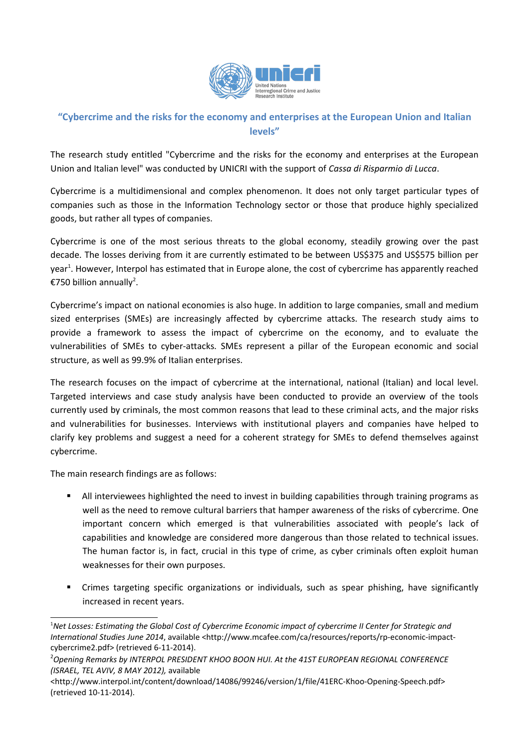## "Cybercrime and the risks for the economy and enterprises at the European Union and Italian levels"

The research study entitled "Cybercrime and the risks for the economy and enterprises at the European Union and Italian level" was conducted by UNICRI with the support of *Cassa di Risparmio di Lucca*.

Cybercrime is a multidimensional and complex phenomenon. It does not only target particular types of companies such as those in the Information Technology sector or those that produce highly specialized goods, but rather all types of companies.

Cybercrime is one of the most serious threats to the global economy, steadily growing over the past decade. The losses deriving from it are currently estimated to be between US$375 and US$575 billion per year[1]. However, Interpol has estimated that in Europe alone, the cost of cybercrime has apparently reached €750 billion annually[2].

Cybercrime's impact on national economies is also huge. In addition to large companies, small and medium sized enterprises (SMEs) are increasingly affected by cybercrime attacks. The research study aims to provide a framework to assess the impact of cybercrime on the economy, and to evaluate the vulnerabilities of SMEs to cyber-attacks. SMEs represent a pillar of the European economic and social structure, as well as 99.9% of Italian enterprises.

The research focuses on the impact of cybercrime at the international, national (Italian) and local level. Targeted interviews and case study analysis have been conducted to provide an overview of the tools currently used by criminals, the most common reasons that lead to these criminal acts, and the major risks and vulnerabilities for businesses. Interviews with institutional players and companies have helped to clarify key problems and suggest a need for a coherent strategy for SMEs to defend themselves against cybercrime.

The main research findings are as follows:

- All interviewees highlighted the need to invest in building capabilities through training programs as well as the need to remove cultural barriers that hamper awareness of the risks of cybercrime. One important concern which emerged is that vulnerabilities associated with people's lack of capabilities and knowledge are considered more dangerous than those related to technical issues. The human factor is, in fact, crucial in this type of crime, as cyber criminals often exploit human weaknesses for their own purposes.
- Crimes targeting specific organizations or individuals, such as spear phishing, have significantly increased in recent years.

---

[1] *Net Losses: Estimating the Global Cost of Cybercrime Economic impact of cybercrime II Center for Strategic and International Studies June 2014*, available <http://www.mcafee.com/ca/resources/reports/rp-economic-impact-cybercrime2.pdf> (retrieved 6-11-2014).

[2] *Opening Remarks by INTERPOL PRESIDENT KHOO BOON HUI. At the 41ST EUROPEAN REGIONAL CONFERENCE (ISRAEL, TEL AVIV, 8 MAY 2012),* available <http://www.interpol.int/content/download/14086/99246/version/1/file/41ERC-Khoo-Opening-Speech.pdf> (retrieved 10-11-2014).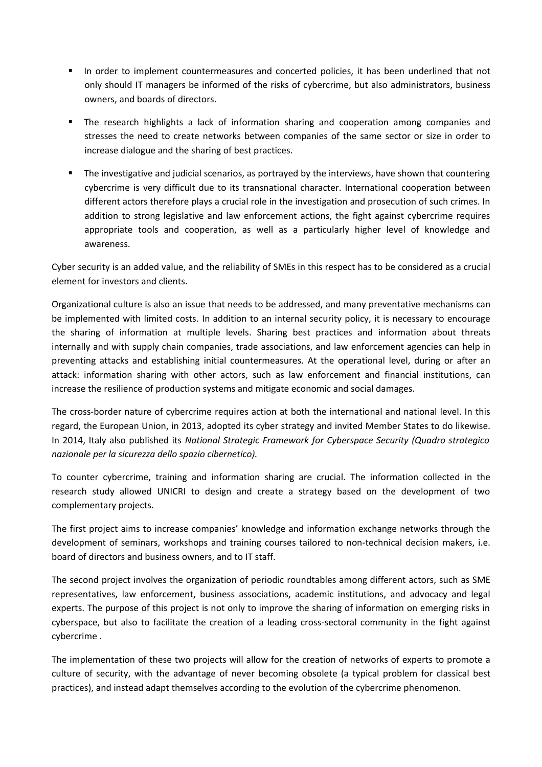- In order to implement countermeasures and concerted policies, it has been underlined that not only should IT managers be informed of the risks of cybercrime, but also administrators, business owners, and boards of directors.
- The research highlights a lack of information sharing and cooperation among companies and stresses the need to create networks between companies of the same sector or size in order to increase dialogue and the sharing of best practices.
- The investigative and judicial scenarios, as portrayed by the interviews, have shown that countering cybercrime is very difficult due to its transnational character. International cooperation between different actors therefore plays a crucial role in the investigation and prosecution of such crimes. In addition to strong legislative and law enforcement actions, the fight against cybercrime requires appropriate tools and cooperation, as well as a particularly higher level of knowledge and awareness.

Cyber security is an added value, and the reliability of SMEs in this respect has to be considered as a crucial element for investors and clients.

Organizational culture is also an issue that needs to be addressed, and many preventative mechanisms can be implemented with limited costs. In addition to an internal security policy, it is necessary to encourage the sharing of information at multiple levels. Sharing best practices and information about threats internally and with supply chain companies, trade associations, and law enforcement agencies can help in preventing attacks and establishing initial countermeasures. At the operational level, during or after an attack: information sharing with other actors, such as law enforcement and financial institutions, can increase the resilience of production systems and mitigate economic and social damages.

The cross-border nature of cybercrime requires action at both the international and national level. In this regard, the European Union, in 2013, adopted its cyber strategy and invited Member States to do likewise. In 2014, Italy also published its *National Strategic Framework for Cyberspace Security (Quadro strategico nazionale per la sicurezza dello spazio cibernetico).*

To counter cybercrime, training and information sharing are crucial. The information collected in the research study allowed UNICRI to design and create a strategy based on the development of two complementary projects.

The first project aims to increase companies' knowledge and information exchange networks through the development of seminars, workshops and training courses tailored to non-technical decision makers, i.e. board of directors and business owners, and to IT staff.

The second project involves the organization of periodic roundtables among different actors, such as SME representatives, law enforcement, business associations, academic institutions, and advocacy and legal experts. The purpose of this project is not only to improve the sharing of information on emerging risks in cyberspace, but also to facilitate the creation of a leading cross-sectoral community in the fight against cybercrime .

The implementation of these two projects will allow for the creation of networks of experts to promote a culture of security, with the advantage of never becoming obsolete (a typical problem for classical best practices), and instead adapt themselves according to the evolution of the cybercrime phenomenon.